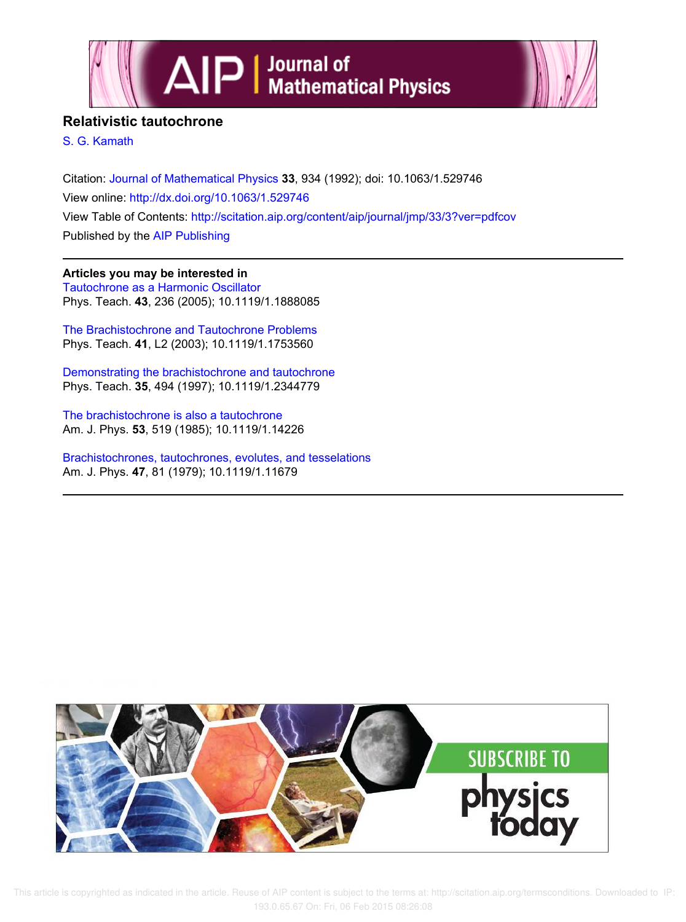# Relativistic tautochrone

S. G. Kamath

Citation: Journal of Mathematical Physics **33**, 934 (1992); doi: 10.1063/1.529746

View online: http://dx.doi.org/10.1063/1.529746

View Table of Contents: http://scitation.aip.org/content/aip/journal/jmp/33/3?ver=pdfcov

Published by the AIP Publishing

**Articles you may be interested in**

Tautochrone as a Harmonic Oscillator
Phys. Teach. **43**, 236 (2005); 10.1119/1.1888085

The Brachistochrone and Tautochrone Problems
Phys. Teach. **41**, L2 (2003); 10.1119/1.1753560

Demonstrating the brachistochrone and tautochrone
Phys. Teach. **35**, 494 (1997); 10.1119/1.2344779

The brachistochrone is also a tautochrone
Am. J. Phys. **53**, 519 (1985); 10.1119/1.14226

Brachistochrones, tautochrones, evolutes, and tesselations
Am. J. Phys. **47**, 81 (1979); 10.1119/1.11679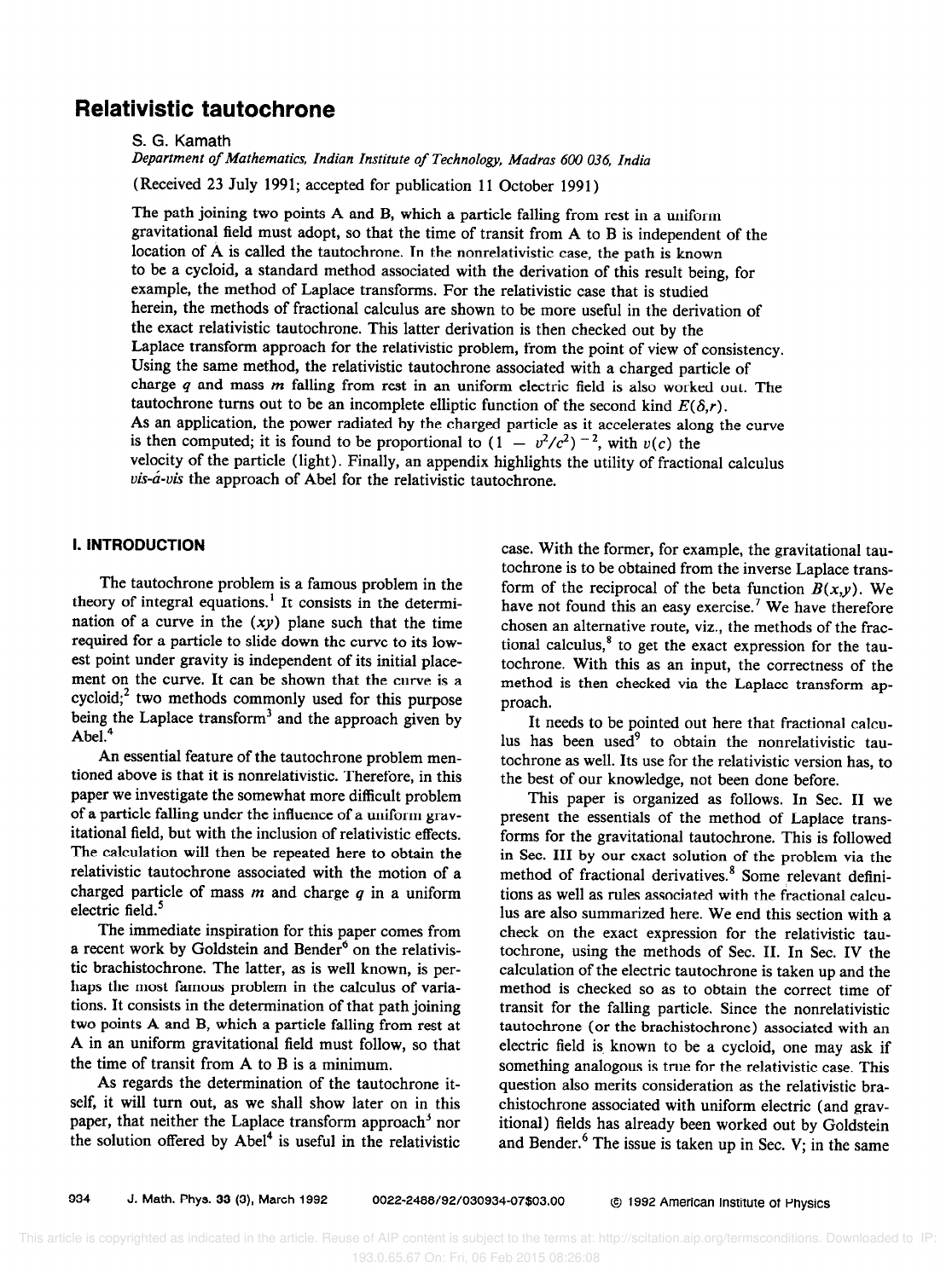# Relativistic tautochrone

S. G. Kamath

*Department of Mathematics, Indian Institute of Technology, Madras 600 036, India*

(Received 23 July 1991; accepted for publication 11 October 1991)

The path joining two points A and B, which a particle falling from rest in a uniform gravitational field must adopt, so that the time of transit from A to B is independent of the location of A is called the tautochrone. In the nonrelativistic case, the path is known to be a cycloid, a standard method associated with the derivation of this result being, for example, the method of Laplace transforms. For the relativistic case that is studied herein, the methods of fractional calculus are shown to be more useful in the derivation of the exact relativistic tautochrone. This latter derivation is then checked out by the Laplace transform approach for the relativistic problem, from the point of view of consistency. Using the same method, the relativistic tautochrone associated with a charged particle of charge $q$ and mass $m$ falling from rest in an uniform electric field is also worked out. The tautochrone turns out to be an incomplete elliptic function of the second kind $E(\delta,r)$. As an application, the power radiated by the charged particle as it accelerates along the curve is then computed; it is found to be proportional to $(1 - v^2/c^2)^{-2}$, with $v(c)$ the velocity of the particle (light). Finally, an appendix highlights the utility of fractional calculus *vis-á-vis* the approach of Abel for the relativistic tautochrone.

## I. INTRODUCTION

The tautochrone problem is a famous problem in the theory of integral equations.[1] It consists in the determination of a curve in the $(xy)$ plane such that the time required for a particle to slide down the curve to its lowest point under gravity is independent of its initial placement on the curve. It can be shown that the curve is a cycloid;[2] two methods commonly used for this purpose being the Laplace transform[3] and the approach given by Abel.[4]

An essential feature of the tautochrone problem mentioned above is that it is nonrelativistic. Therefore, in this paper we investigate the somewhat more difficult problem of a particle falling under the influence of a uniform gravitational field, but with the inclusion of relativistic effects. The calculation will then be repeated here to obtain the relativistic tautochrone associated with the motion of a charged particle of mass $m$ and charge $q$ in a uniform electric field.[5]

The immediate inspiration for this paper comes from a recent work by Goldstein and Bender[6] on the relativistic brachistochrone. The latter, as is well known, is perhaps the most famous problem in the calculus of variations. It consists in the determination of that path joining two points A and B, which a particle falling from rest at A in an uniform gravitational field must follow, so that the time of transit from A to B is a minimum.

As regards the determination of the tautochrone itself, it will turn out, as we shall show later on in this paper, that neither the Laplace transform approach[3] nor the solution offered by Abel[4] is useful in the relativistic case. With the former, for example, the gravitational tautochrone is to be obtained from the inverse Laplace transform of the reciprocal of the beta function $B(x,y)$. We have not found this an easy exercise.[7] We have therefore chosen an alternative route, viz., the methods of the fractional calculus,[8] to get the exact expression for the tautochrone. With this as an input, the correctness of the method is then checked via the Laplace transform approach.

It needs to be pointed out here that fractional calculus has been used[9] to obtain the nonrelativistic tautochrone as well. Its use for the relativistic version has, to the best of our knowledge, not been done before.

This paper is organized as follows. In Sec. II we present the essentials of the method of Laplace transforms for the gravitational tautochrone. This is followed in Sec. III by our exact solution of the problem via the method of fractional derivatives.[8] Some relevant definitions as well as rules associated with the fractional calculus are also summarized here. We end this section with a check on the exact expression for the relativistic tautochrone, using the methods of Sec. II. In Sec. IV the calculation of the electric tautochrone is taken up and the method is checked so as to obtain the correct time of transit for the falling particle. Since the nonrelativistic tautochrone (or the brachistochrone) associated with an electric field is known to be a cycloid, one may ask if something analogous is true for the relativistic case. This question also merits consideration as the relativistic brachistochrone associated with uniform electric (and gravitational) fields has already been worked out by Goldstein and Bender.[6] The issue is taken up in Sec. V; in the same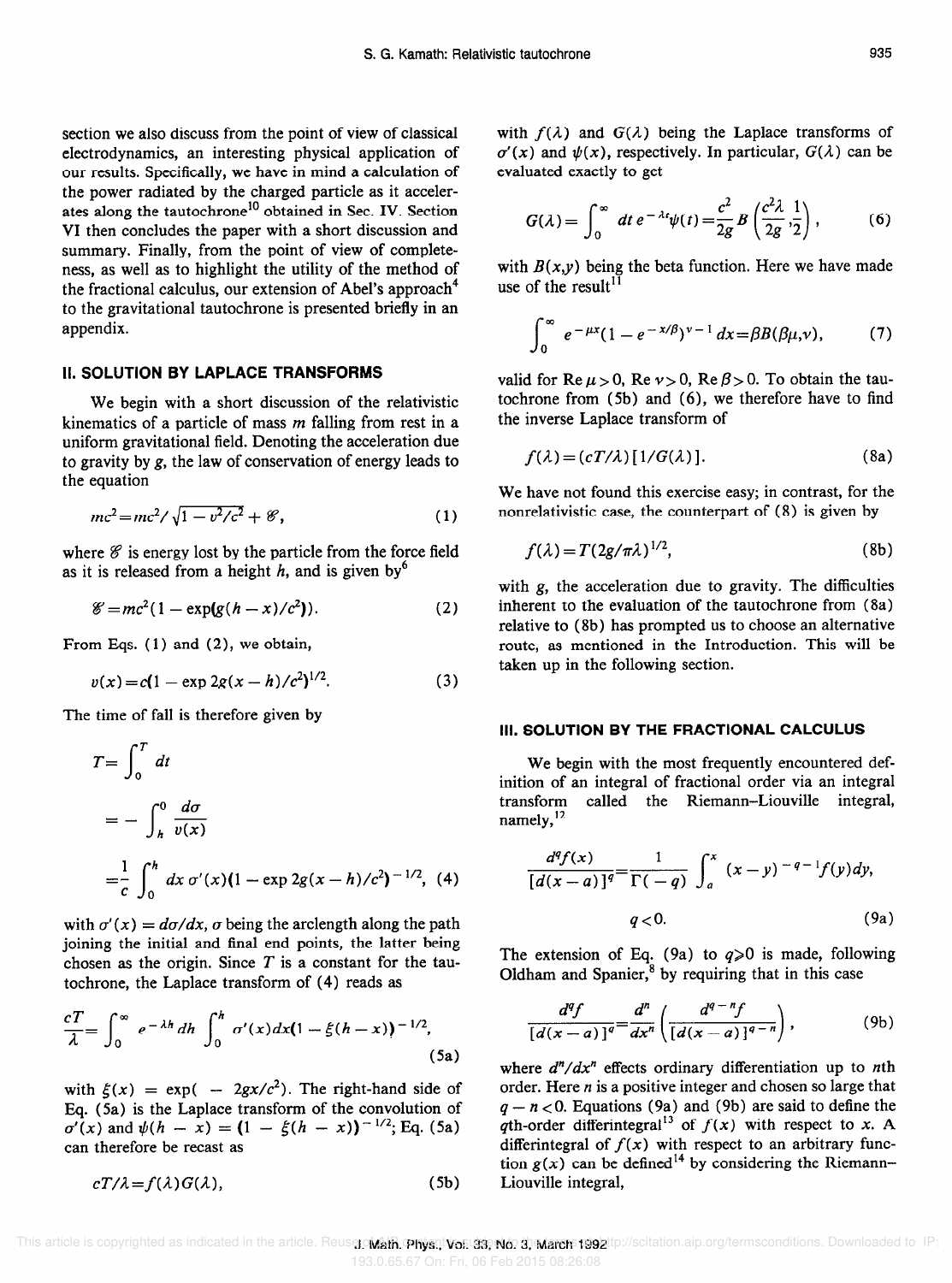section we also discuss from the point of view of classical electrodynamics, an interesting physical application of our results. Specifically, we have in mind a calculation of the power radiated by the charged particle as it accelerates along the tautochrone[10] obtained in Sec. IV. Section VI then concludes the paper with a short discussion and summary. Finally, from the point of view of completeness, as well as to highlight the utility of the method of the fractional calculus, our extension of Abel's approach[4] to the gravitational tautochrone is presented briefly in an appendix.

## II. SOLUTION BY LAPLACE TRANSFORMS

We begin with a short discussion of the relativistic kinematics of a particle of mass $m$ falling from rest in a uniform gravitational field. Denoting the acceleration due to gravity by $g$, the law of conservation of energy leads to the equation

$$mc^2 = mc^2/\sqrt{1-v^2/c^2} + \mathscr{E}, \tag{1}$$

where $\mathscr{E}$ is energy lost by the particle from the force field as it is released from a height $h$, and is given by[6]

$$\mathscr{E} = mc^2(1-\exp(g(h-x)/c^2)). \tag{2}$$

From Eqs. (1) and (2), we obtain,

$$v(x) = c(1-\exp 2g(x-h)/c^2)^{1/2}. \tag{3}$$

The time of fall is therefore given by

$$\begin{aligned} T &= \int_0^T dt \\ &= -\int_h^0 \frac{d\sigma}{v(x)} \\ &= \frac{1}{c}\int_0^h dx\, \sigma'(x)(1-\exp 2g(x-h)/c^2)^{-1/2}, \end{aligned} \tag{4}$$

with $\sigma'(x) = d\sigma/dx$, $\sigma$ being the arclength along the path joining the initial and final end points, the latter being chosen as the origin. Since $T$ is a constant for the tautochrone, the Laplace transform of (4) reads as

$$\frac{cT}{\lambda} = \int_0^\infty e^{-\lambda h}\, dh \int_0^h \sigma'(x)dx(1-\xi(h-x))^{-1/2}, \tag{5a}$$

with $\xi(x) = \exp(-2gx/c^2)$. The right-hand side of Eq. (5a) is the Laplace transform of the convolution of $\sigma'(x)$ and $\psi(h-x) = (1-\xi(h-x))^{-1/2}$; Eq. (5a) can therefore be recast as

$$cT/\lambda = f(\lambda)G(\lambda), \tag{5b}$$

with $f(\lambda)$ and $G(\lambda)$ being the Laplace transforms of $\sigma'(x)$ and $\psi(x)$, respectively. In particular, $G(\lambda)$ can be evaluated exactly to get

$$G(\lambda) = \int_0^\infty dt\, e^{-\lambda t}\psi(t) = \frac{c^2}{2g} B\left(\frac{c^2\lambda}{2g}, \frac{1}{2}\right), \tag{6}$$

with $B(x,y)$ being the beta function. Here we have made use of the result[11]

$$\int_0^\infty e^{-\mu x}(1-e^{-x/\beta})^{\nu-1}dx = \beta B(\beta\mu, \nu), \tag{7}$$

valid for $\operatorname{Re}\mu > 0$, $\operatorname{Re}\nu > 0$, $\operatorname{Re}\beta > 0$. To obtain the tautochrone from (5b) and (6), we therefore have to find the inverse Laplace transform of

$$f(\lambda) = (cT/\lambda)[1/G(\lambda)]. \tag{8a}$$

We have not found this exercise easy; in contrast, for the nonrelativistic case, the counterpart of (8) is given by

$$f(\lambda) = T(2g/\pi\lambda)^{1/2}, \tag{8b}$$

with $g$, the acceleration due to gravity. The difficulties inherent to the evaluation of the tautochrone from (8a) relative to (8b) has prompted us to choose an alternative route, as mentioned in the Introduction. This will be taken up in the following section.

## III. SOLUTION BY THE FRACTIONAL CALCULUS

We begin with the most frequently encountered definition of an integral of fractional order via an integral transform called the Riemann–Liouville integral, namely,[12]

$$\frac{d^q f(x)}{[d(x-a)]^q} = \frac{1}{\Gamma(-q)}\int_a^x (x-y)^{-q-1}f(y)dy, \quad q<0. \tag{9a}$$

The extension of Eq. (9a) to $q \geq 0$ is made, following Oldham and Spanier,[8] by requiring that in this case

$$\frac{d^q f}{[d(x-a)]^q} = \frac{d^n}{dx^n}\left(\frac{d^{q-n}f}{[d(x-a)]^{q-n}}\right), \tag{9b}$$

where $d^n/dx^n$ effects ordinary differentiation up to $n$th order. Here $n$ is a positive integer and chosen so large that $q-n<0$. Equations (9a) and (9b) are said to define the $q$th-order differintegral[13] of $f(x)$ with respect to $x$. A differintegral of $f(x)$ with respect to an arbitrary function $g(x)$ can be defined[14] by considering the Riemann–Liouville integral,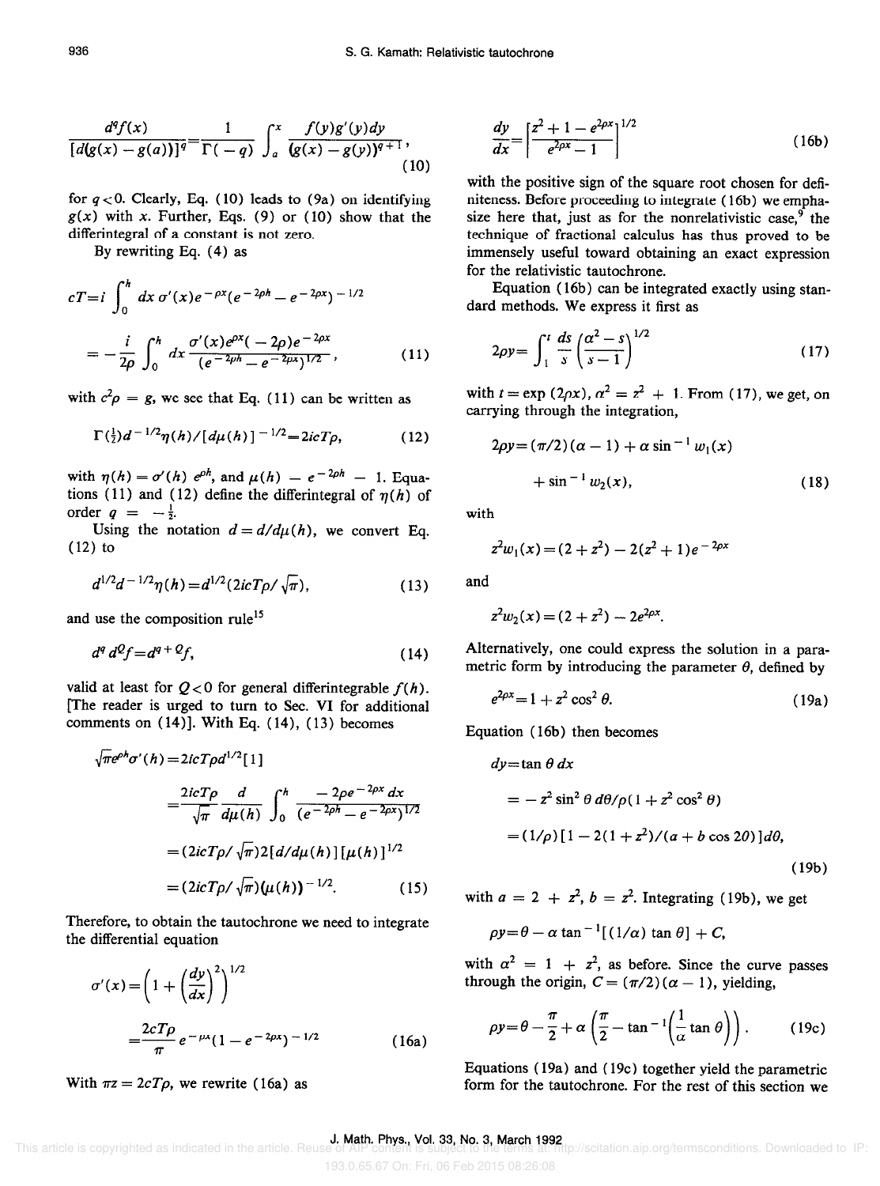$$\frac{d^q f(x)}{[d(g(x)-g(a))]^q}=\frac{1}{\Gamma(-q)}\int_a^x \frac{f(y)g'(y)dy}{(g(x)-g(y))^{q+1}}, \tag{10}$$

for $q<0$. Clearly, Eq. (10) leads to (9a) on identifying $g(x)$ with $x$. Further, Eqs. (9) or (10) show that the differintegral of a constant is not zero.

By rewriting Eq. (4) as

$$cT=i\int_0^h dx\, \sigma'(x)e^{-\rho x}(e^{-2\rho h}-e^{-2\rho x})^{-1/2}$$

$$=-\frac{i}{2\rho}\int_0^h dx\frac{\sigma'(x)e^{\rho x}(-2\rho)e^{-2\rho x}}{(e^{-2\rho h}-e^{-2\rho x})^{1/2}}, \tag{11}$$

with $c^2\rho = g$, we see that Eq. (11) can be written as

$$\Gamma(\tfrac{1}{2})d^{-1/2}\eta(h)/[d\mu(h)]^{-1/2}=2icT\rho, \tag{12}$$

with $\eta(h)=\sigma'(h)\, e^{\rho h}$, and $\mu(h) - e^{-2\rho h} - 1$. Equations (11) and (12) define the differintegral of $\eta(h)$ of order $q = -\frac{1}{2}$.

Using the notation $d=d/d\mu(h)$, we convert Eq. (12) to

$$d^{1/2}d^{-1/2}\eta(h)=d^{1/2}(2icT\rho/\sqrt{\pi}), \tag{13}$$

and use the composition rule[15]

$$d^q d^Q f = d^{q+Q}f, \tag{14}$$

valid at least for $Q<0$ for general differintegrable $f(h)$. [The reader is urged to turn to Sec. VI for additional comments on (14)]. With Eq. (14), (13) becomes

$$\sqrt{\pi}e^{\rho h}\sigma'(h)=2icT\rho d^{1/2}[1]$$

$$=\frac{2icT\rho}{\sqrt{\pi}}\frac{d}{d\mu(h)}\int_0^h\frac{-2\rho e^{-2\rho x}dx}{(e^{-2\rho h}-e^{-2\rho x})^{1/2}}$$

$$=(2icT\rho/\sqrt{\pi})2[d/d\mu(h)][\mu(h)]^{1/2}$$

$$=(2icT\rho/\sqrt{\pi})(\mu(h))^{-1/2}. \tag{15}$$

Therefore, to obtain the tautochrone we need to integrate the differential equation

$$\sigma'(x)=\left(1+\left(\frac{dy}{dx}\right)^2\right)^{1/2}$$

$$=\frac{2cT\rho}{\pi}e^{-\mu x}(1-e^{-2\rho x})^{-1/2} \tag{16a}$$

With $\pi z=2cT\rho$, we rewrite (16a) as

$$\frac{dy}{dx}=\left[\frac{z^2+1-e^{2\rho x}}{e^{2\rho x}-1}\right]^{1/2} \tag{16b}$$

with the positive sign of the square root chosen for definiteness. Before proceeding to integrate (16b) we emphasize here that, just as for the nonrelativistic case,[9] the technique of fractional calculus has thus proved to be immensely useful toward obtaining an exact expression for the relativistic tautochrone.

Equation (16b) can be integrated exactly using standard methods. We express it first as

$$2\rho y=\int_1^t\frac{ds}{s}\left(\frac{\alpha^2-s}{s-1}\right)^{1/2} \tag{17}$$

with $t=\exp(2\rho x)$, $\alpha^2 = z^2 + 1$. From (17), we get, on carrying through the integration,

$$2\rho y=(\pi/2)(\alpha-1)+\alpha\sin^{-1}w_1(x)$$

$$+\sin^{-1}w_2(x), \tag{18}$$

with

$$z^2w_1(x)=(2+z^2)-2(z^2+1)e^{-2\rho x}$$

and

$$z^2w_2(x)=(2+z^2)-2e^{2\rho x}.$$

Alternatively, one could express the solution in a parametric form by introducing the parameter $\theta$, defined by

$$e^{2\rho x}=1+z^2\cos^2\theta. \tag{19a}$$

Equation (16b) then becomes

$$dy=\tan\theta\, dx$$

$$=-z^2\sin^2\theta\, d\theta/\rho(1+z^2\cos^2\theta)$$

$$=(1/\rho)[1-2(1+z^2)/(a+b\cos 2\theta)]d\theta, \tag{19b}$$

with $a = 2 + z^2$, $b = z^2$. Integrating (19b), we get

$$\rho y=\theta-\alpha\tan^{-1}[(1/\alpha)\tan\theta]+C,$$

with $\alpha^2 = 1 + z^2$, as before. Since the curve passes through the origin, $C=(\pi/2)(\alpha-1)$, yielding,

$$\rho y=\theta-\frac{\pi}{2}+\alpha\left(\frac{\pi}{2}-\tan^{-1}\left(\frac{1}{\alpha}\tan\theta\right)\right). \tag{19c}$$

Equations (19a) and (19c) together yield the parametric form for the tautochrone. For the rest of this section we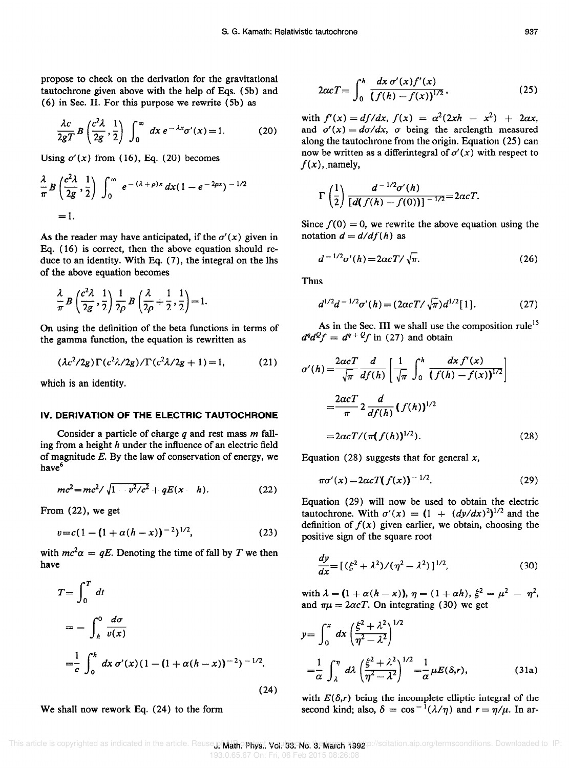propose to check on the derivation for the gravitational tautochrone given above with the help of Eqs. (5b) and (6) in Sec. II. For this purpose we rewrite (5b) as

$$\frac{\lambda c}{2gT} B\left(\frac{c^2\lambda}{2g}, \frac{1}{2}\right) \int_0^\infty dx\, e^{-\lambda x} \sigma'(x) = 1. \tag{20}$$

Using $\sigma'(x)$ from (16), Eq. (20) becomes

$$\frac{\lambda}{\pi} B\left(\frac{c^2\lambda}{2g}, \frac{1}{2}\right) \int_0^\infty e^{-(\lambda+\rho)x} dx (1 - e^{-2\rho x})^{-1/2} = 1.$$

As the reader may have anticipated, if the $\sigma'(x)$ given in Eq. (16) is correct, then the above equation should reduce to an identity. With Eq. (7), the integral on the lhs of the above equation becomes

$$\frac{\lambda}{\pi} B\left(\frac{c^2\lambda}{2g}, \frac{1}{2}\right) \frac{1}{2\rho} B\left(\frac{\lambda}{2\rho} + \frac{1}{2}, \frac{1}{2}\right) = 1.$$

On using the definition of the beta functions in terms of the gamma function, the equation is rewritten as

$$(\lambda c^2/2g)\Gamma(c^2\lambda/2g)/\Gamma(c^2\lambda/2g + 1) = 1, \tag{21}$$

which is an identity.

## IV. DERIVATION OF THE ELECTRIC TAUTOCHRONE

Consider a particle of charge $q$ and rest mass $m$ falling from a height $h$ under the influence of an electric field of magnitude $E$. By the law of conservation of energy, we have[6]

$$mc^2 = mc^2/\sqrt{1 - v^2/c^2} + qE(x - h). \tag{22}$$

From (22), we get

$$v = c(1 - (1 + \alpha(h - x))^{-2})^{1/2}, \tag{23}$$

with $mc^2\alpha = qE$. Denoting the time of fall by $T$ we then have

$$\begin{aligned} T &= \int_0^T dt \\ &= -\int_h^0 \frac{d\sigma}{v(x)} \\ &= \frac{1}{c} \int_0^h dx\, \sigma'(x)(1 - (1 + \alpha(h - x))^{-2})^{-1/2}. \end{aligned} \tag{24}$$

We shall now rework Eq. (24) to the form

$$2\alpha c T = \int_0^h \frac{dx\, \sigma'(x) f'(x)}{(f(h) - f(x))^{1/2}}, \tag{25}$$

with $f'(x) = df/dx$, $f(x) = \alpha^2(2xh - x^2) + 2\alpha x$, and $\sigma'(x) = d\sigma/dx$, $\sigma$ being the arclength measured along the tautochrone from the origin. Equation (25) can now be written as a differintegral of $\sigma'(x)$ with respect to $f(x)$, namely,

$$\Gamma\left(\frac{1}{2}\right) \frac{d^{-1/2}\sigma'(h)}{[d(f(h) - f(0))]^{-1/2}} = 2\alpha c T.$$

Since $f(0) = 0$, we rewrite the above equation using the notation $d = d/df(h)$ as

$$d^{-1/2}\sigma'(h) = 2\alpha c T/\sqrt{\pi}. \tag{26}$$

Thus

$$d^{1/2} d^{-1/2} \sigma'(h) = (2\alpha c T/\sqrt{\pi}) d^{1/2}[1]. \tag{27}$$

As in the Sec. III we shall use the composition rule[15] $d^q d^Q f = d^{q+Q} f$ in (27) and obtain

$$\begin{aligned} \sigma'(h) &= \frac{2\alpha c T}{\sqrt{\pi}} \frac{d}{df(h)} \left[\frac{1}{\sqrt{\pi}} \int_0^h \frac{dx\, f'(x)}{(f(h) - f(x))^{1/2}}\right] \\ &= \frac{2\alpha c T}{\pi} 2 \frac{d}{df(h)} (f(h))^{1/2} \\ &= 2\alpha c T/(\pi(f(h))^{1/2}). \end{aligned} \tag{28}$$

Equation (28) suggests that for general $x$,

$$\pi\sigma'(x) = 2\alpha c T(f(x))^{-1/2}. \tag{29}$$

Equation (29) will now be used to obtain the electric tautochrone. With $\sigma'(x) = (1 + (dy/dx)^2)^{1/2}$ and the definition of $f(x)$ given earlier, we obtain, choosing the positive sign of the square root

$$\frac{dy}{dx} = [(\xi^2 + \lambda^2)/(\eta^2 - \lambda^2)]^{1/2}, \tag{30}$$

with $\lambda = (1 + \alpha(h - x))$, $\eta = (1 + \alpha h)$, $\xi^2 = \mu^2 - \eta^2$, and $\pi\mu = 2\alpha c T$. On integrating (30) we get

$$\begin{aligned} y &= \int_0^x dx \left(\frac{\xi^2 + \lambda^2}{\eta^2 - \lambda^2}\right)^{1/2} \\ &= \frac{1}{\alpha} \int_\lambda^\eta d\lambda \left(\frac{\xi^2 + \lambda^2}{\eta^2 - \lambda^2}\right)^{1/2} = \frac{1}{\alpha} \mu E(\delta, r), \end{aligned} \tag{31a}$$

with $E(\delta, r)$ being the incomplete elliptic integral of the second kind; also, $\delta = \cos^{-1}(\lambda/\eta)$ and $r = \eta/\mu$. In ar-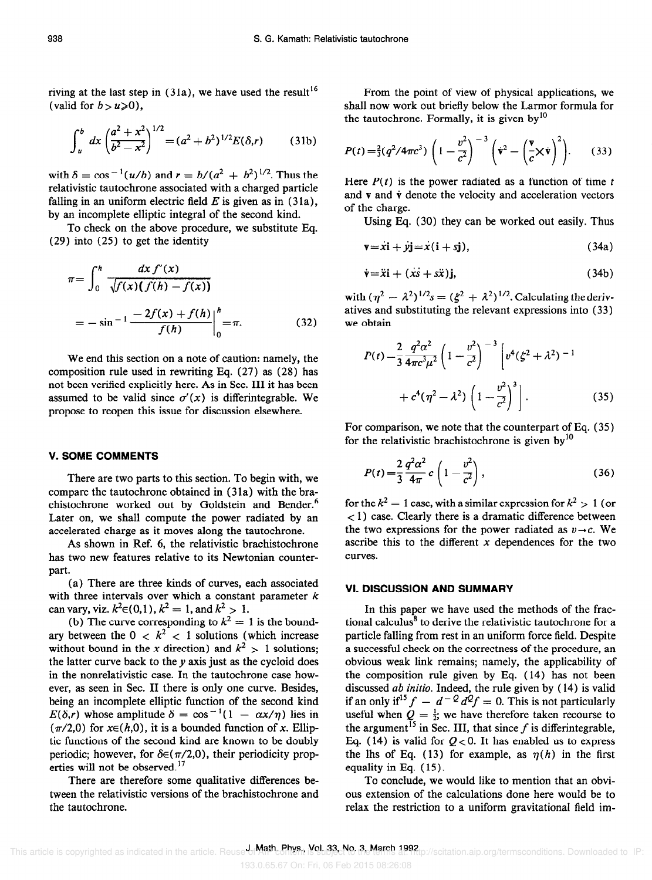riving at the last step in (31a), we have used the result[16] (valid for $b > u \geqslant 0$),

$$\int_u^b dx \left(\frac{a^2 + x^2}{b^2 - x^2}\right)^{1/2} = (a^2 + b^2)^{1/2} E(\delta, r) \qquad (31b)$$

with $\delta = \cos^{-1}(u/b)$ and $r = b/(a^2 + b^2)^{1/2}$. Thus the relativistic tautochrone associated with a charged particle falling in an uniform electric field $E$ is given as in (31a), by an incomplete elliptic integral of the second kind.

To check on the above procedure, we substitute Eq. (29) into (25) to get the identity

$$\pi = \int_0^h \frac{dx\, f'(x)}{\sqrt{f(x)(f(h) - f(x))}} = -\sin^{-1} \frac{-2f(x) + f(h)}{f(h)} \bigg|_0^h = \pi. \qquad (32)$$

We end this section on a note of caution: namely, the composition rule used in rewriting Eq. (27) as (28) has not been verified explicitly here. As in Sec. III it has been assumed to be valid since $\sigma'(x)$ is differintegrable. We propose to reopen this issue for discussion elsewhere.

## V. SOME COMMENTS

There are two parts to this section. To begin with, we compare the tautochrone obtained in (31a) with the brachistochrone worked out by Goldstein and Bender.[6] Later on, we shall compute the power radiated by an accelerated charge as it moves along the tautochrone.

As shown in Ref. 6, the relativistic brachistochrone has two new features relative to its Newtonian counterpart.

(a) There are three kinds of curves, each associated with three intervals over which a constant parameter $k$ can vary, viz. $k^2 \in (0,1)$, $k^2 = 1$, and $k^2 > 1$.

(b) The curve corresponding to $k^2 = 1$ is the boundary between the $0 < k^2 < 1$ solutions (which increase without bound in the $x$ direction) and $k^2 > 1$ solutions; the latter curve back to the $y$ axis just as the cycloid does in the nonrelativistic case. In the tautochrone case however, as seen in Sec. II there is only one curve. Besides, being an incomplete elliptic function of the second kind $E(\delta, r)$ whose amplitude $\delta = \cos^{-1}(1 - \alpha x/\eta)$ lies in $(\pi/2, 0)$ for $x \in (h, 0)$, it is a bounded function of $x$. Elliptic functions of the second kind are known to be doubly periodic; however, for $\delta \in (\pi/2, 0)$, their periodicity properties will not be observed.[17]

There are therefore some qualitative differences between the relativistic versions of the brachistochrone and the tautochrone.

From the point of view of physical applications, we shall now work out briefly below the Larmor formula for the tautochrone. Formally, it is given by[10]

$$P(t) = \tfrac{2}{3}(q^2/4\pi c^3)\left(1 - \frac{v^2}{c^2}\right)^{-3}\left(\dot{\mathbf{v}}^2 - \left(\frac{\mathbf{v}}{c} \times \dot{\mathbf{v}}\right)^2\right). \qquad (33)$$

Here $P(t)$ is the power radiated as a function of time $t$ and $\mathbf{v}$ and $\dot{\mathbf{v}}$ denote the velocity and acceleration vectors of the charge.

Using Eq. (30) they can be worked out easily. Thus

$$\mathbf{v} = \dot{x}\mathbf{i} + \dot{y}\mathbf{j} = \dot{x}(\mathbf{i} + s\mathbf{j}), \qquad (34a)$$

$$\dot{\mathbf{v}} = \ddot{x}\mathbf{i} + (\dot{x}\dot{s} + s\ddot{x})\mathbf{j}, \qquad (34b)$$

with $(\eta^2 - \lambda^2)^{1/2} s = (\xi^2 + \lambda^2)^{1/2}$. Calculating the derivatives and substituting the relevant expressions into (33) we obtain

$$P(t) = \frac{2}{3}\frac{q^2\alpha^2}{4\pi c^3 \mu^2}\left(1 - \frac{v^2}{c^2}\right)^{-3}\left[v^4(\xi^2 + \lambda^2)^{-1} + c^4(\eta^2 - \lambda^2)\left(1 - \frac{v^2}{c^2}\right)^3\right]. \qquad (35)$$

For comparison, we note that the counterpart of Eq. (35) for the relativistic brachistochrone is given by[10]

$$P(t) = \frac{2}{3}\frac{q^2\alpha^2}{4\pi} c\left(1 - \frac{v^2}{c^2}\right), \qquad (36)$$

for the $k^2 = 1$ case, with a similar expression for $k^2 > 1$ (or $< 1$) case. Clearly there is a dramatic difference between the two expressions for the power radiated as $v \to c$. We ascribe this to the different $x$ dependences for the two curves.

## VI. DISCUSSION AND SUMMARY

In this paper we have used the methods of the fractional calculus[8] to derive the relativistic tautochrone for a particle falling from rest in an uniform force field. Despite a successful check on the correctness of the procedure, an obvious weak link remains; namely, the applicability of the composition rule given by Eq. (14) has not been discussed *ab initio*. Indeed, the rule given by (14) is valid if an only if[15] $f - d^{-Q} d^Q f = 0$. This is not particularly useful when $Q = \frac{1}{2}$; we have therefore taken recourse to the argument[15] in Sec. III, that since $f$ is differintegrable, Eq. (14) is valid for $Q < 0$. It has enabled us to express the lhs of Eq. (13) for example, as $\eta(h)$ in the first equality in Eq. (15).

To conclude, we would like to mention that an obvious extension of the calculations done here would be to relax the restriction to a uniform gravitational field im-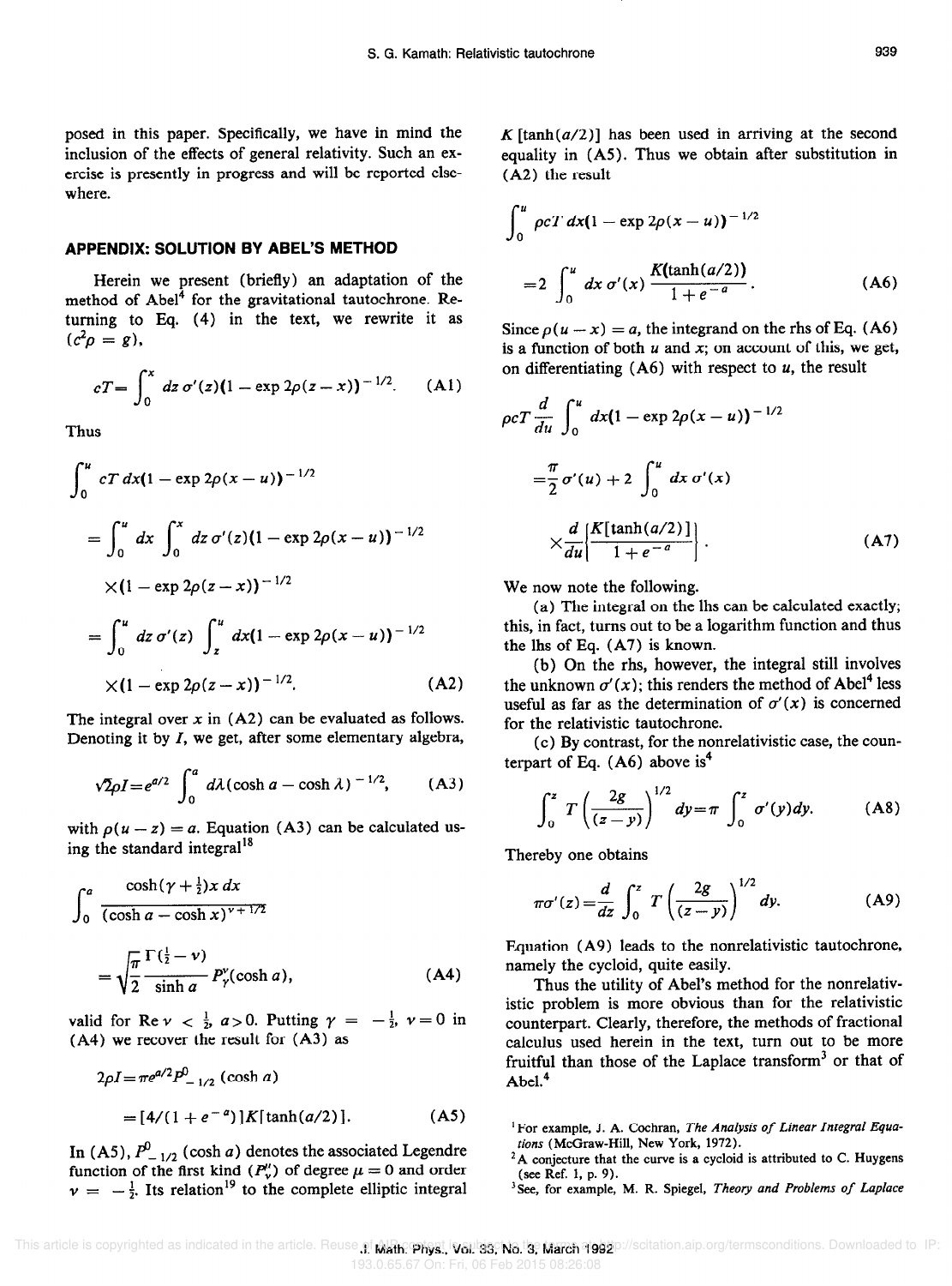posed in this paper. Specifically, we have in mind the inclusion of the effects of general relativity. Such an exercise is presently in progress and will be reported elsewhere.

## APPENDIX: SOLUTION BY ABEL'S METHOD

Herein we present (briefly) an adaptation of the method of Abel[4] for the gravitational tautochrone. Returning to Eq. (4) in the text, we rewrite it as ($c^2\rho = g$),

$$cT = \int_0^x dz\, \sigma'(z)(1 - \exp 2\rho(z-x))^{-1/2}. \qquad \text{(A1)}$$

Thus

$$\begin{aligned}
\int_0^u cT\, dx(1 - \exp 2\rho(x-u))^{-1/2} &= \int_0^u dx \int_0^x dz\, \sigma'(z)(1 - \exp 2\rho(x-u))^{-1/2} \\
&\quad \times (1 - \exp 2\rho(z-x))^{-1/2} \\
&= \int_0^u dz\, \sigma'(z) \int_z^u dx(1 - \exp 2\rho(x-u))^{-1/2} \\
&\quad \times (1 - \exp 2\rho(z-x))^{-1/2}. \qquad \text{(A2)}
\end{aligned}$$

The integral over $x$ in (A2) can be evaluated as follows. Denoting it by $I$, we get, after some elementary algebra,

$$\sqrt{2}\rho I = e^{a/2} \int_0^a d\lambda(\cosh a - \cosh \lambda)^{-1/2}, \qquad \text{(A3)}$$

with $\rho(u - z) = a$. Equation (A3) can be calculated using the standard integral[18]

$$\int_0^a \frac{\cosh(\gamma + \frac{1}{2})x\, dx}{(\cosh a - \cosh x)^{\nu + 1/2}} = \sqrt{\frac{\pi}{2}} \frac{\Gamma(\frac{1}{2} - \nu)}{\sinh a} P_\gamma^\nu(\cosh a), \qquad \text{(A4)}$$

valid for $\text{Re}\,\nu < \frac{1}{2}$, $a > 0$. Putting $\gamma = -\frac{1}{2}$, $\nu = 0$ in (A4) we recover the result for (A3) as

$$\begin{aligned}
2\rho I &= \pi e^{a/2} P^0_{-1/2}(\cosh a) \\
&= [4/(1 + e^{-a})] K[\tanh(a/2)]. \qquad \text{(A5)}
\end{aligned}$$

In (A5), $P^0_{-1/2}(\cosh a)$ denotes the associated Legendre function of the first kind ($P_\nu^\mu$) of degree $\mu = 0$ and order $\nu = -\frac{1}{2}$. Its relation[19] to the complete elliptic integral $K[\tanh(a/2)]$ has been used in arriving at the second equality in (A5). Thus we obtain after substitution in (A2) the result

$$\int_0^u \rho c T\, dx(1 - \exp 2\rho(x-u))^{-1/2} = 2\int_0^u dx\, \sigma'(x) \frac{K(\tanh(a/2))}{1 + e^{-a}}. \qquad \text{(A6)}$$

Since $\rho(u - x) = a$, the integrand on the rhs of Eq. (A6) is a function of both $u$ and $x$; on account of this, we get, on differentiating (A6) with respect to $u$, the result

$$\rho c T \frac{d}{du} \int_0^u dx(1 - \exp 2\rho(x-u))^{-1/2} = \frac{\pi}{2}\sigma'(u) + 2\int_0^u dx\, \sigma'(x) \times \frac{d}{du}\left\{\frac{K[\tanh(a/2)]}{1 + e^{-a}}\right\}. \qquad \text{(A7)}$$

We now note the following.

(a) The integral on the lhs can be calculated exactly; this, in fact, turns out to be a logarithm function and thus the lhs of Eq. (A7) is known.

(b) On the rhs, however, the integral still involves the unknown $\sigma'(x)$; this renders the method of Abel[4] less useful as far as the determination of $\sigma'(x)$ is concerned for the relativistic tautochrone.

(c) By contrast, for the nonrelativistic case, the counterpart of Eq. (A6) above is[4]

$$\int_0^z T\left(\frac{2g}{(z-y)}\right)^{1/2} dy = \pi \int_0^z \sigma'(y) dy. \qquad \text{(A8)}$$

Thereby one obtains

$$\pi \sigma'(z) = \frac{d}{dz} \int_0^z T\left(\frac{2g}{(z-y)}\right)^{1/2} dy. \qquad \text{(A9)}$$

Equation (A9) leads to the nonrelativistic tautochrone, namely the cycloid, quite easily.

Thus the utility of Abel's method for the nonrelativistic problem is more obvious than for the relativistic counterpart. Clearly, therefore, the methods of fractional calculus used herein in the text, turn out to be more fruitful than those of the Laplace transform[3] or that of Abel.[4]

---

[1] For example, J. A. Cochran, *The Analysis of Linear Integral Equations* (McGraw-Hill, New York, 1972).

[2] A conjecture that the curve is a cycloid is attributed to C. Huygens (see Ref. 1, p. 9).

[3] See, for example, M. R. Spiegel, *Theory and Problems of Laplace*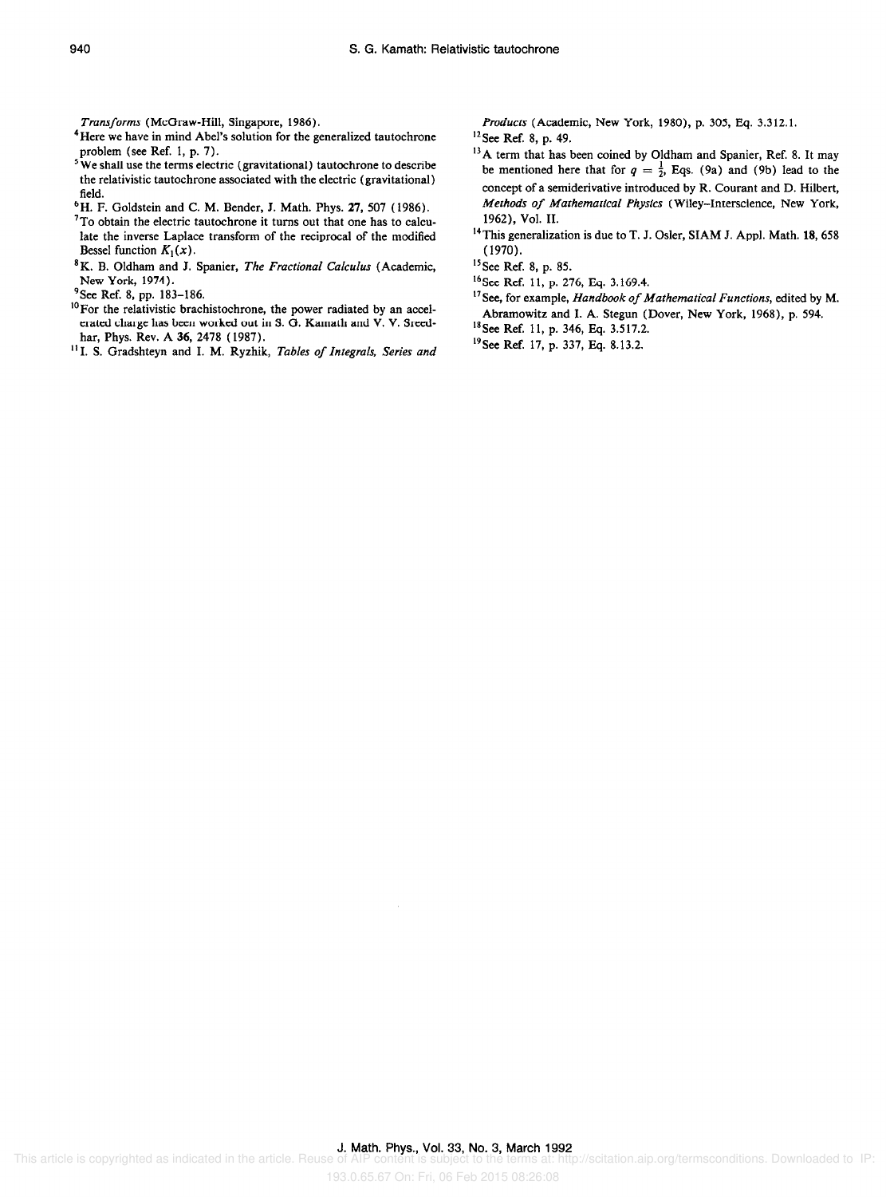*Transforms* (McGraw-Hill, Singapore, 1986).

[4] Here we have in mind Abel's solution for the generalized tautochrone problem (see Ref. 1, p. 7).

[5] We shall use the terms electric (gravitational) tautochrone to describe the relativistic tautochrone associated with the electric (gravitational) field.

[6] H. F. Goldstein and C. M. Bender, J. Math. Phys. **27**, 507 (1986).

[7] To obtain the electric tautochrone it turns out that one has to calculate the inverse Laplace transform of the reciprocal of the modified Bessel function $K_1(x)$.

[8] K. B. Oldham and J. Spanier, *The Fractional Calculus* (Academic, New York, 1974).

[9] See Ref. 8, pp. 183–186.

[10] For the relativistic brachistochrone, the power radiated by an accelerated charge has been worked out in S. G. Kamath and V. V. Sreedhar, Phys. Rev. A **36**, 2478 (1987).

[11] I. S. Gradshteyn and I. M. Ryzhik, *Tables of Integrals, Series and Products* (Academic, New York, 1980), p. 305, Eq. 3.312.1.

[12] See Ref. 8, p. 49.

[13] A term that has been coined by Oldham and Spanier, Ref. 8. It may be mentioned here that for $q = \frac{1}{2}$, Eqs. (9a) and (9b) lead to the concept of a semiderivative introduced by R. Courant and D. Hilbert, *Methods of Mathematical Physics* (Wiley–Interscience, New York, 1962), Vol. II.

[14] This generalization is due to T. J. Osler, SIAM J. Appl. Math. **18**, 658 (1970).

[15] See Ref. 8, p. 85.

[16] See Ref. 11, p. 276, Eq. 3.169.4.

[17] See, for example, *Handbook of Mathematical Functions*, edited by M. Abramowitz and I. A. Stegun (Dover, New York, 1968), p. 594.

[18] See Ref. 11, p. 346, Eq. 3.517.2.

[19] See Ref. 17, p. 337, Eq. 8.13.2.